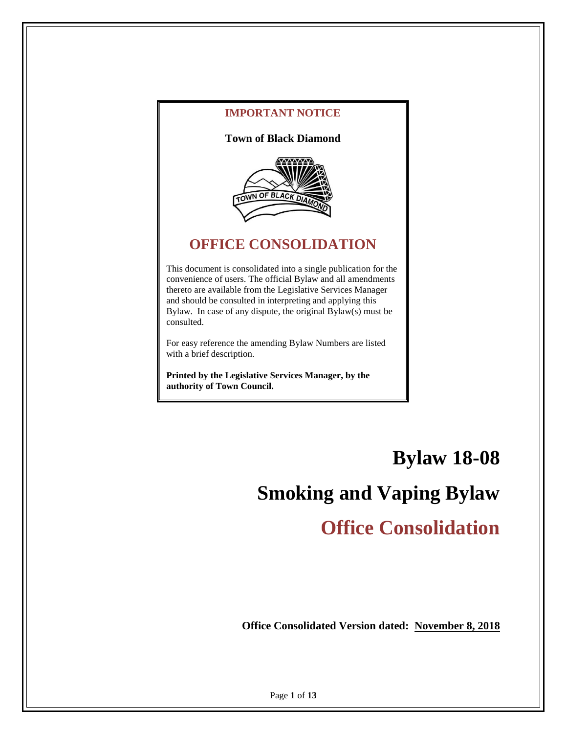**IMPORTANT NOTICE**

**Town of Black Diamond**

## OFFICE CONSOLIDATION

This document is consolidated into a single publication for the convenience of users. The official Bylaw and all amendments thereto are available from the Legislative Services Manager and should be consulted in interpreting and applying this Bylaw. In case of any dispute, the original Bylaw(s) must be consulted.

For easy reference the amending Bylaw Numbers are listed with a brief description.

**Printed by the Legislative Services Manager, by the authority of Town Council.**

# Bylaw 18-08

# Smoking and Vaping Bylaw

# Office Consolidation

**Office Consolidated Version dated: November 8, 2018**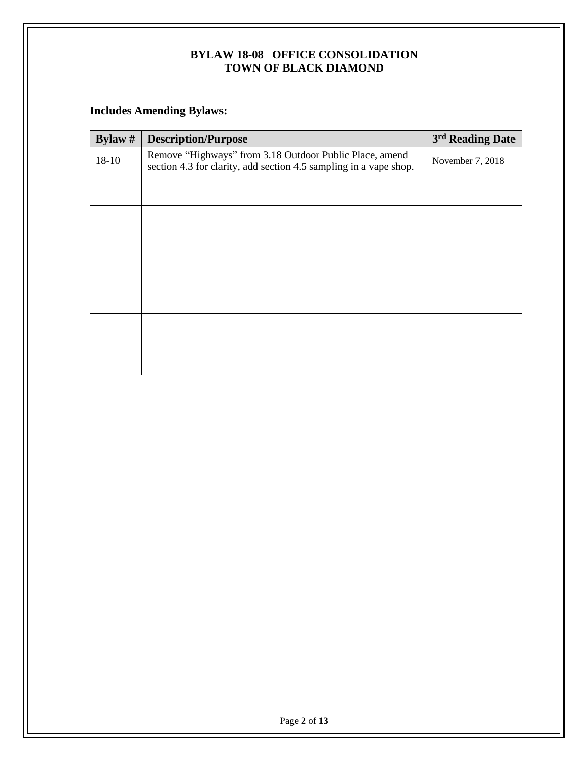# BYLAW 18-08 OFFICE CONSOLIDATION
# TOWN OF BLACK DIAMOND

**Includes Amending Bylaws:**

| Bylaw # | Description/Purpose | 3rd Reading Date |
|---|---|---|
| 18-10 | Remove "Highways" from 3.18 Outdoor Public Place, amend section 4.3 for clarity, add section 4.5 sampling in a vape shop. | November 7, 2018 |
| | | |
| | | |
| | | |
| | | |
| | | |
| | | |
| | | |
| | | |
| | | |
| | | |
| | | |
| | | |
| | | |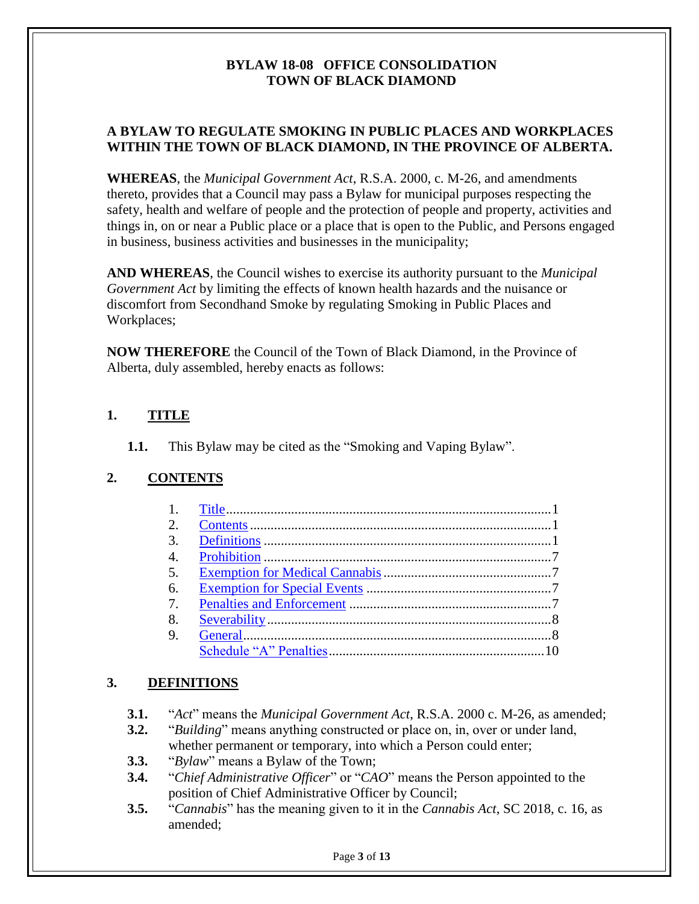**BYLAW 18-08 OFFICE CONSOLIDATION**
**TOWN OF BLACK DIAMOND**

**A BYLAW TO REGULATE SMOKING IN PUBLIC PLACES AND WORKPLACES WITHIN THE TOWN OF BLACK DIAMOND, IN THE PROVINCE OF ALBERTA.**

**WHEREAS**, the *Municipal Government Act*, R.S.A. 2000, c. M-26, and amendments thereto, provides that a Council may pass a Bylaw for municipal purposes respecting the safety, health and welfare of people and the protection of people and property, activities and things in, on or near a Public place or a place that is open to the Public, and Persons engaged in business, business activities and businesses in the municipality;

**AND WHEREAS**, the Council wishes to exercise its authority pursuant to the *Municipal Government Act* by limiting the effects of known health hazards and the nuisance or discomfort from Secondhand Smoke by regulating Smoking in Public Places and Workplaces;

**NOW THEREFORE** the Council of the Town of Black Diamond, in the Province of Alberta, duly assembled, hereby enacts as follows:

## 1. TITLE

**1.1.** This Bylaw may be cited as the "Smoking and Vaping Bylaw".

## 2. CONTENTS

1. Title ........................................ 1
2. Contents ........................................ 1
3. Definitions ........................................ 1
4. Prohibition ........................................ 7
5. Exemption for Medical Cannabis ........................................ 7
6. Exemption for Special Events ........................................ 7
7. Penalties and Enforcement ........................................ 7
8. Severability ........................................ 8
9. General ........................................ 8

Schedule "A" Penalties ........................................ 10

## 3. DEFINITIONS

**3.1.** "*Act*" means the *Municipal Government Act*, R.S.A. 2000 c. M-26, as amended;

**3.2.** "*Building*" means anything constructed or place on, in, over or under land, whether permanent or temporary, into which a Person could enter;

**3.3.** "*Bylaw*" means a Bylaw of the Town;

**3.4.** "*Chief Administrative Officer*" or "*CAO*" means the Person appointed to the position of Chief Administrative Officer by Council;

**3.5.** "*Cannabis*" has the meaning given to it in the *Cannabis Act*, SC 2018, c. 16, as amended;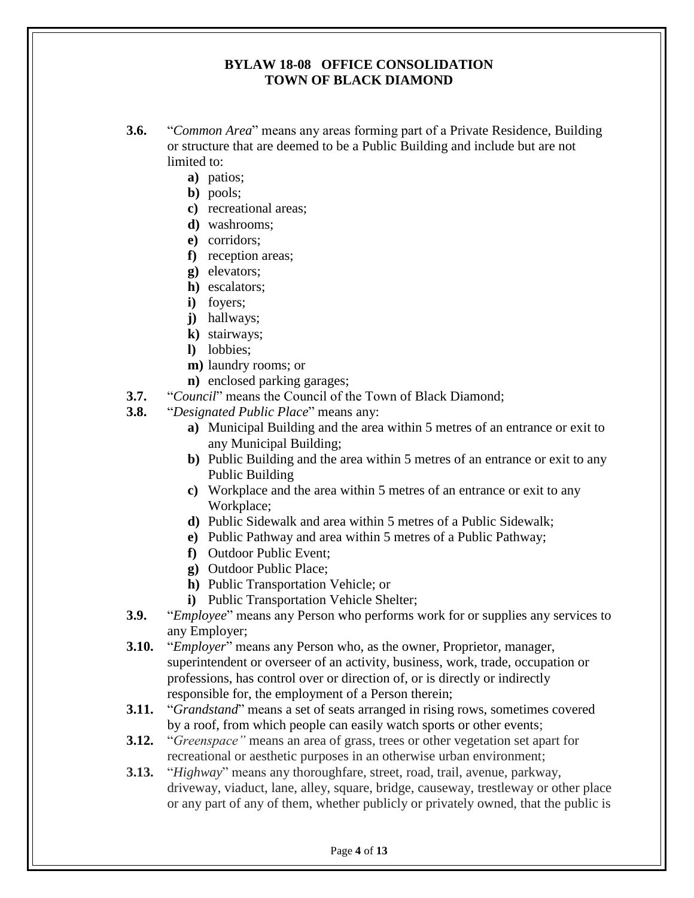**3.6.** "*Common Area*" means any areas forming part of a Private Residence, Building or structure that are deemed to be a Public Building and include but are not limited to:

- **a)** patios;
- **b)** pools;
- **c)** recreational areas;
- **d)** washrooms;
- **e)** corridors;
- **f)** reception areas;
- **g)** elevators;
- **h)** escalators;
- **i)** foyers;
- **j)** hallways;
- **k)** stairways;
- **l)** lobbies;
- **m)** laundry rooms; or
- **n)** enclosed parking garages;

**3.7.** "*Council*" means the Council of the Town of Black Diamond;

**3.8.** "*Designated Public Place*" means any:

- **a)** Municipal Building and the area within 5 metres of an entrance or exit to any Municipal Building;
- **b)** Public Building and the area within 5 metres of an entrance or exit to any Public Building
- **c)** Workplace and the area within 5 metres of an entrance or exit to any Workplace;
- **d)** Public Sidewalk and area within 5 metres of a Public Sidewalk;
- **e)** Public Pathway and area within 5 metres of a Public Pathway;
- **f)** Outdoor Public Event;
- **g)** Outdoor Public Place;
- **h)** Public Transportation Vehicle; or
- **i)** Public Transportation Vehicle Shelter;

**3.9.** "*Employee*" means any Person who performs work for or supplies any services to any Employer;

**3.10.** "*Employer*" means any Person who, as the owner, Proprietor, manager, superintendent or overseer of an activity, business, work, trade, occupation or professions, has control over or direction of, or is directly or indirectly responsible for, the employment of a Person therein;

**3.11.** "*Grandstand*" means a set of seats arranged in rising rows, sometimes covered by a roof, from which people can easily watch sports or other events;

**3.12.** "*Greenspace"* means an area of grass, trees or other vegetation set apart for recreational or aesthetic purposes in an otherwise urban environment;

**3.13.** "*Highway*" means any thoroughfare, street, road, trail, avenue, parkway, driveway, viaduct, lane, alley, square, bridge, causeway, trestleway or other place or any part of any of them, whether publicly or privately owned, that the public is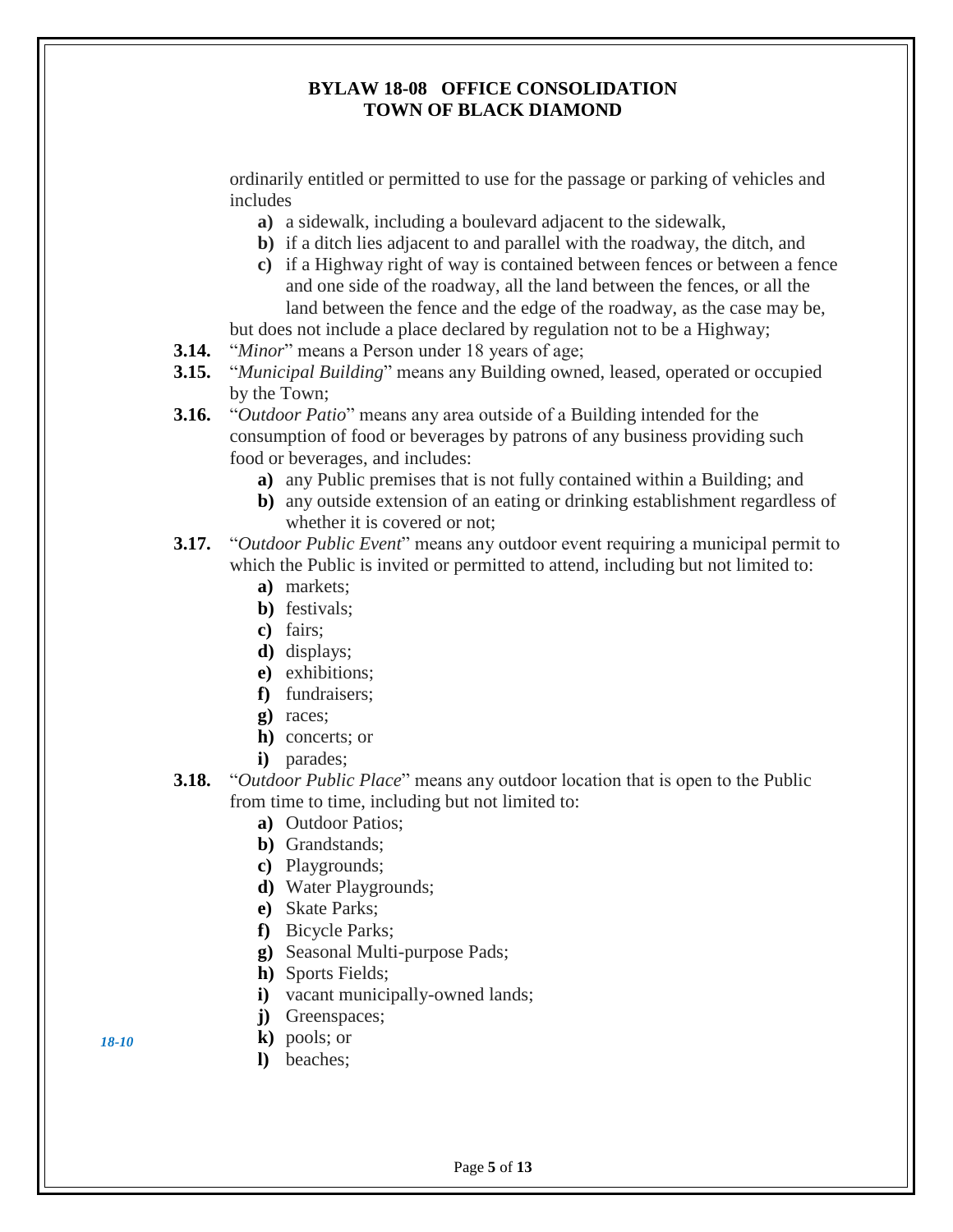ordinarily entitled or permitted to use for the passage or parking of vehicles and includes

a) a sidewalk, including a boulevard adjacent to the sidewalk,
b) if a ditch lies adjacent to and parallel with the roadway, the ditch, and
c) if a Highway right of way is contained between fences or between a fence and one side of the roadway, all the land between the fences, or all the land between the fence and the edge of the roadway, as the case may be,

but does not include a place declared by regulation not to be a Highway;

**3.14.** "*Minor*" means a Person under 18 years of age;

**3.15.** "*Municipal Building*" means any Building owned, leased, operated or occupied by the Town;

**3.16.** "*Outdoor Patio*" means any area outside of a Building intended for the consumption of food or beverages by patrons of any business providing such food or beverages, and includes:

a) any Public premises that is not fully contained within a Building; and
b) any outside extension of an eating or drinking establishment regardless of whether it is covered or not;

**3.17.** "*Outdoor Public Event*" means any outdoor event requiring a municipal permit to which the Public is invited or permitted to attend, including but not limited to:

a) markets;
b) festivals;
c) fairs;
d) displays;
e) exhibitions;
f) fundraisers;
g) races;
h) concerts; or
i) parades;

**3.18.** "*Outdoor Public Place*" means any outdoor location that is open to the Public from time to time, including but not limited to:

a) Outdoor Patios;
b) Grandstands;
c) Playgrounds;
d) Water Playgrounds;
e) Skate Parks;
f) Bicycle Parks;
g) Seasonal Multi-purpose Pads;
h) Sports Fields;
i) vacant municipally-owned lands;
j) Greenspaces;
k) pools; or
l) beaches;

*18-10*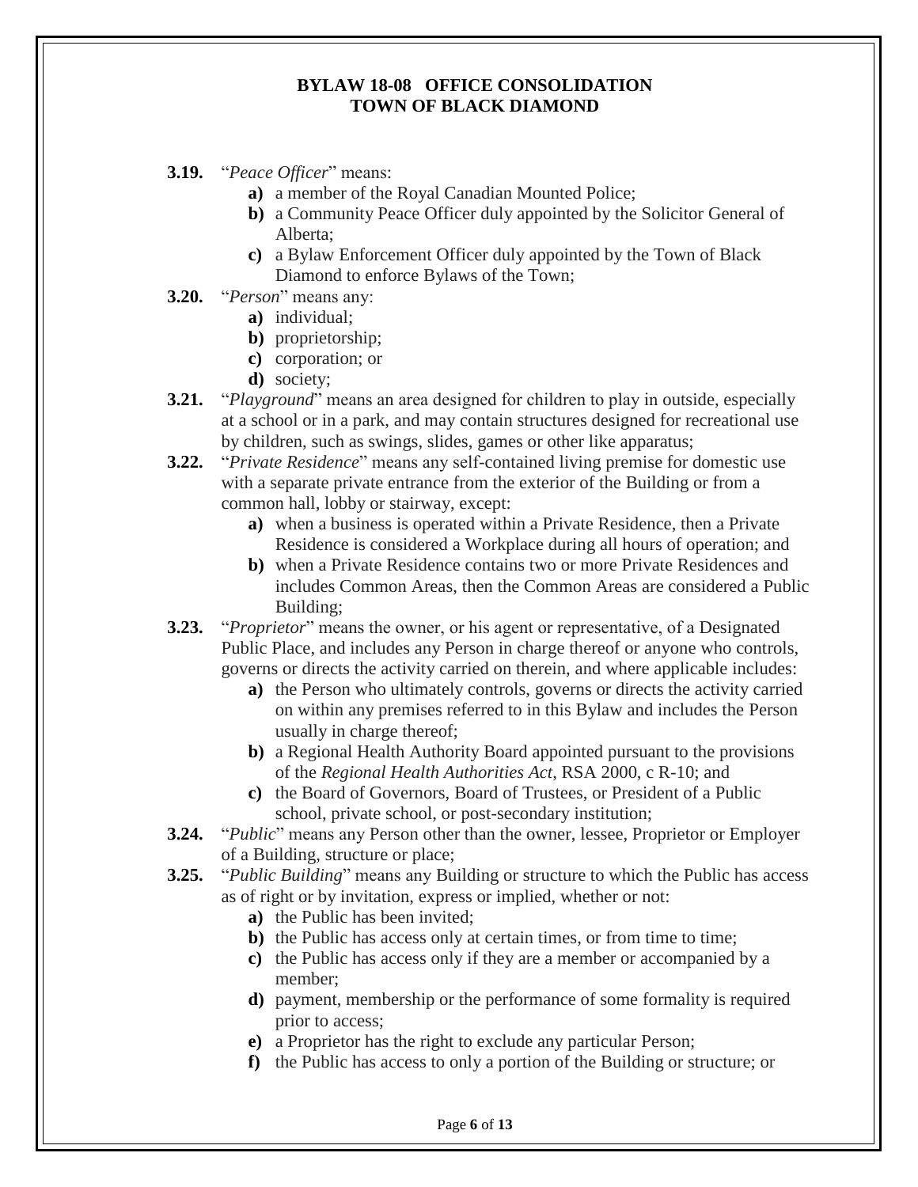- **3.19.** "*Peace Officer*" means:
  - **a)** a member of the Royal Canadian Mounted Police;
  - **b)** a Community Peace Officer duly appointed by the Solicitor General of Alberta;
  - **c)** a Bylaw Enforcement Officer duly appointed by the Town of Black Diamond to enforce Bylaws of the Town;
- **3.20.** "*Person*" means any:
  - **a)** individual;
  - **b)** proprietorship;
  - **c)** corporation; or
  - **d)** society;
- **3.21.** "*Playground*" means an area designed for children to play in outside, especially at a school or in a park, and may contain structures designed for recreational use by children, such as swings, slides, games or other like apparatus;
- **3.22.** "*Private Residence*" means any self-contained living premise for domestic use with a separate private entrance from the exterior of the Building or from a common hall, lobby or stairway, except:
  - **a)** when a business is operated within a Private Residence, then a Private Residence is considered a Workplace during all hours of operation; and
  - **b)** when a Private Residence contains two or more Private Residences and includes Common Areas, then the Common Areas are considered a Public Building;
- **3.23.** "*Proprietor*" means the owner, or his agent or representative, of a Designated Public Place, and includes any Person in charge thereof or anyone who controls, governs or directs the activity carried on therein, and where applicable includes:
  - **a)** the Person who ultimately controls, governs or directs the activity carried on within any premises referred to in this Bylaw and includes the Person usually in charge thereof;
  - **b)** a Regional Health Authority Board appointed pursuant to the provisions of the *Regional Health Authorities Act*, RSA 2000, c R-10; and
  - **c)** the Board of Governors, Board of Trustees, or President of a Public school, private school, or post-secondary institution;
- **3.24.** "*Public*" means any Person other than the owner, lessee, Proprietor or Employer of a Building, structure or place;
- **3.25.** "*Public Building*" means any Building or structure to which the Public has access as of right or by invitation, express or implied, whether or not:
  - **a)** the Public has been invited;
  - **b)** the Public has access only at certain times, or from time to time;
  - **c)** the Public has access only if they are a member or accompanied by a member;
  - **d)** payment, membership or the performance of some formality is required prior to access;
  - **e)** a Proprietor has the right to exclude any particular Person;
  - **f)** the Public has access to only a portion of the Building or structure; or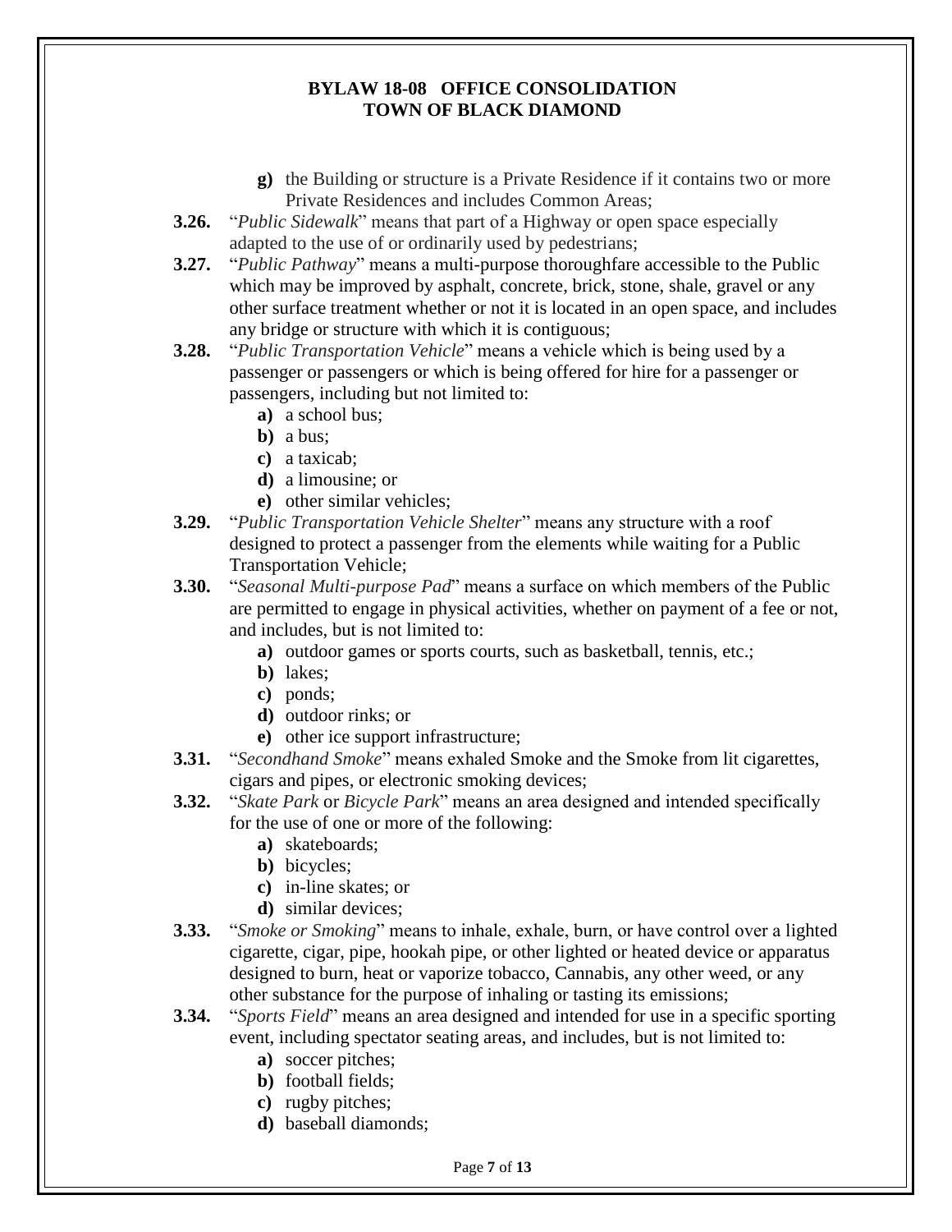g) the Building or structure is a Private Residence if it contains two or more Private Residences and includes Common Areas;

**3.26.** "*Public Sidewalk*" means that part of a Highway or open space especially adapted to the use of or ordinarily used by pedestrians;

**3.27.** "*Public Pathway*" means a multi-purpose thoroughfare accessible to the Public which may be improved by asphalt, concrete, brick, stone, shale, gravel or any other surface treatment whether or not it is located in an open space, and includes any bridge or structure with which it is contiguous;

**3.28.** "*Public Transportation Vehicle*" means a vehicle which is being used by a passenger or passengers or which is being offered for hire for a passenger or passengers, including but not limited to:

- **a)** a school bus;
- **b)** a bus;
- **c)** a taxicab;
- **d)** a limousine; or
- **e)** other similar vehicles;

**3.29.** "*Public Transportation Vehicle Shelter*" means any structure with a roof designed to protect a passenger from the elements while waiting for a Public Transportation Vehicle;

**3.30.** "*Seasonal Multi-purpose Pad*" means a surface on which members of the Public are permitted to engage in physical activities, whether on payment of a fee or not, and includes, but is not limited to:

- **a)** outdoor games or sports courts, such as basketball, tennis, etc.;
- **b)** lakes;
- **c)** ponds;
- **d)** outdoor rinks; or
- **e)** other ice support infrastructure;

**3.31.** "*Secondhand Smoke*" means exhaled Smoke and the Smoke from lit cigarettes, cigars and pipes, or electronic smoking devices;

**3.32.** "*Skate Park* or *Bicycle Park*" means an area designed and intended specifically for the use of one or more of the following:

- **a)** skateboards;
- **b)** bicycles;
- **c)** in-line skates; or
- **d)** similar devices;

**3.33.** "*Smoke or Smoking*" means to inhale, exhale, burn, or have control over a lighted cigarette, cigar, pipe, hookah pipe, or other lighted or heated device or apparatus designed to burn, heat or vaporize tobacco, Cannabis, any other weed, or any other substance for the purpose of inhaling or tasting its emissions;

**3.34.** "*Sports Field*" means an area designed and intended for use in a specific sporting event, including spectator seating areas, and includes, but is not limited to:

- **a)** soccer pitches;
- **b)** football fields;
- **c)** rugby pitches;
- **d)** baseball diamonds;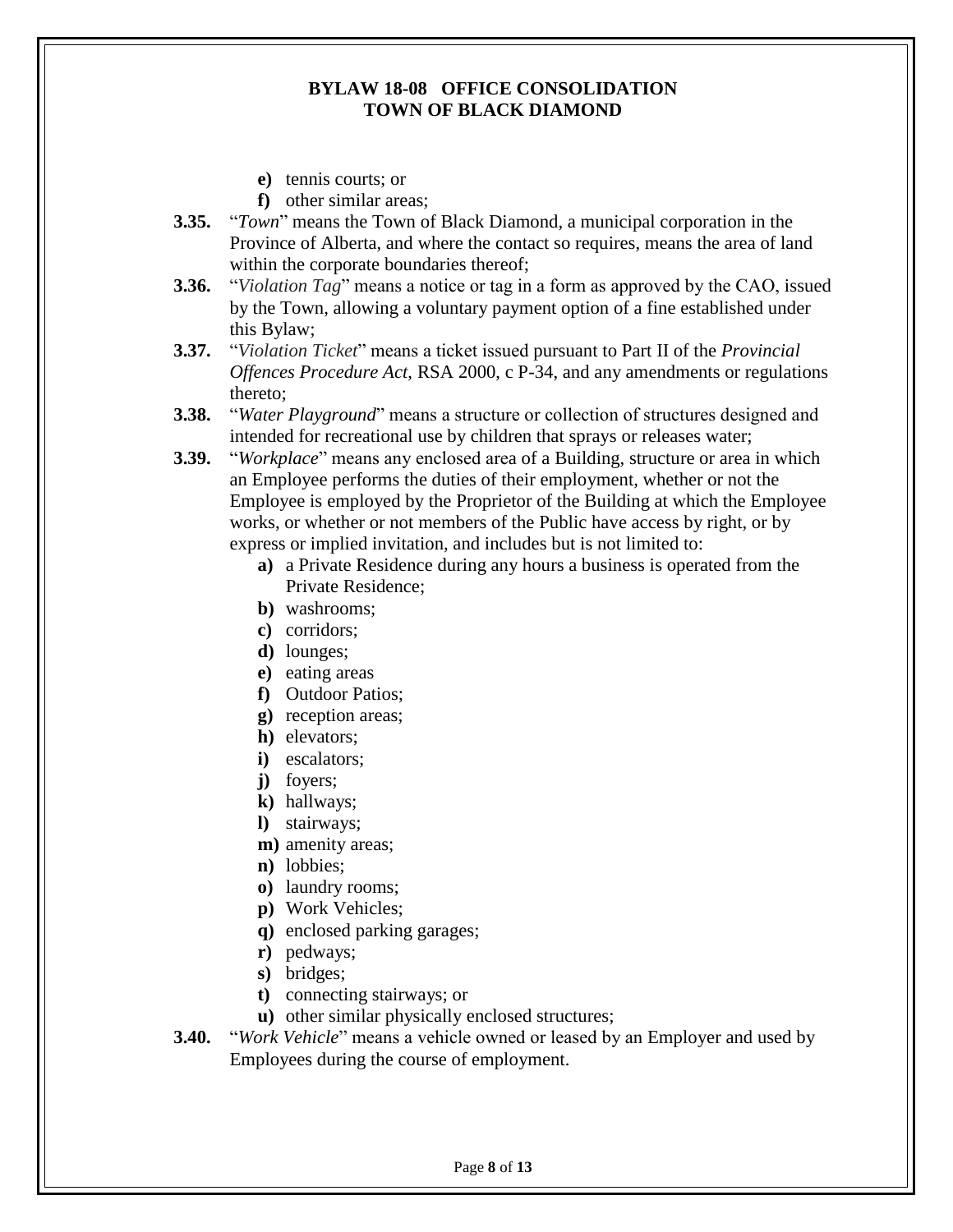e) tennis courts; or
f) other similar areas;

**3.35.** "*Town*" means the Town of Black Diamond, a municipal corporation in the Province of Alberta, and where the contact so requires, means the area of land within the corporate boundaries thereof;

**3.36.** "*Violation Tag*" means a notice or tag in a form as approved by the CAO, issued by the Town, allowing a voluntary payment option of a fine established under this Bylaw;

**3.37.** "*Violation Ticket*" means a ticket issued pursuant to Part II of the *Provincial Offences Procedure Act*, RSA 2000, c P-34, and any amendments or regulations thereto;

**3.38.** "*Water Playground*" means a structure or collection of structures designed and intended for recreational use by children that sprays or releases water;

**3.39.** "*Workplace*" means any enclosed area of a Building, structure or area in which an Employee performs the duties of their employment, whether or not the Employee is employed by the Proprietor of the Building at which the Employee works, or whether or not members of the Public have access by right, or by express or implied invitation, and includes but is not limited to:

- **a)** a Private Residence during any hours a business is operated from the Private Residence;
- **b)** washrooms;
- **c)** corridors;
- **d)** lounges;
- **e)** eating areas
- **f)** Outdoor Patios;
- **g)** reception areas;
- **h)** elevators;
- **i)** escalators;
- **j)** foyers;
- **k)** hallways;
- **l)** stairways;
- **m)** amenity areas;
- **n)** lobbies;
- **o)** laundry rooms;
- **p)** Work Vehicles;
- **q)** enclosed parking garages;
- **r)** pedways;
- **s)** bridges;
- **t)** connecting stairways; or
- **u)** other similar physically enclosed structures;

**3.40.** "*Work Vehicle*" means a vehicle owned or leased by an Employer and used by Employees during the course of employment.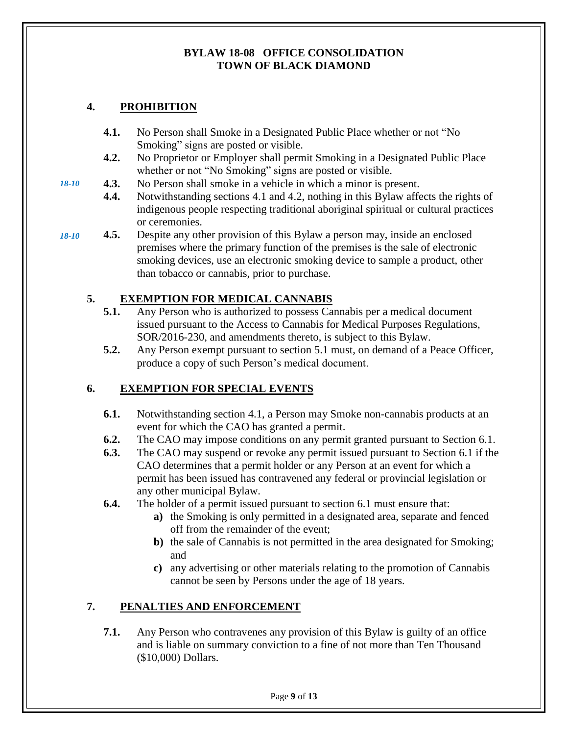## 4. PROHIBITION

**4.1.** No Person shall Smoke in a Designated Public Place whether or not "No Smoking" signs are posted or visible.

**4.2.** No Proprietor or Employer shall permit Smoking in a Designated Public Place whether or not "No Smoking" signs are posted or visible.

*18-10* **4.3.** No Person shall smoke in a vehicle in which a minor is present.

**4.4.** Notwithstanding sections 4.1 and 4.2, nothing in this Bylaw affects the rights of indigenous people respecting traditional aboriginal spiritual or cultural practices or ceremonies.

*18-10* **4.5.** Despite any other provision of this Bylaw a person may, inside an enclosed premises where the primary function of the premises is the sale of electronic smoking devices, use an electronic smoking device to sample a product, other than tobacco or cannabis, prior to purchase.

## 5. EXEMPTION FOR MEDICAL CANNABIS

**5.1.** Any Person who is authorized to possess Cannabis per a medical document issued pursuant to the Access to Cannabis for Medical Purposes Regulations, SOR/2016-230, and amendments thereto, is subject to this Bylaw.

**5.2.** Any Person exempt pursuant to section 5.1 must, on demand of a Peace Officer, produce a copy of such Person's medical document.

## 6. EXEMPTION FOR SPECIAL EVENTS

**6.1.** Notwithstanding section 4.1, a Person may Smoke non-cannabis products at an event for which the CAO has granted a permit.

**6.2.** The CAO may impose conditions on any permit granted pursuant to Section 6.1.

**6.3.** The CAO may suspend or revoke any permit issued pursuant to Section 6.1 if the CAO determines that a permit holder or any Person at an event for which a permit has been issued has contravened any federal or provincial legislation or any other municipal Bylaw.

**6.4.** The holder of a permit issued pursuant to section 6.1 must ensure that:

- **a)** the Smoking is only permitted in a designated area, separate and fenced off from the remainder of the event;
- **b)** the sale of Cannabis is not permitted in the area designated for Smoking; and
- **c)** any advertising or other materials relating to the promotion of Cannabis cannot be seen by Persons under the age of 18 years.

## 7. PENALTIES AND ENFORCEMENT

**7.1.** Any Person who contravenes any provision of this Bylaw is guilty of an office and is liable on summary conviction to a fine of not more than Ten Thousand ($10,000) Dollars.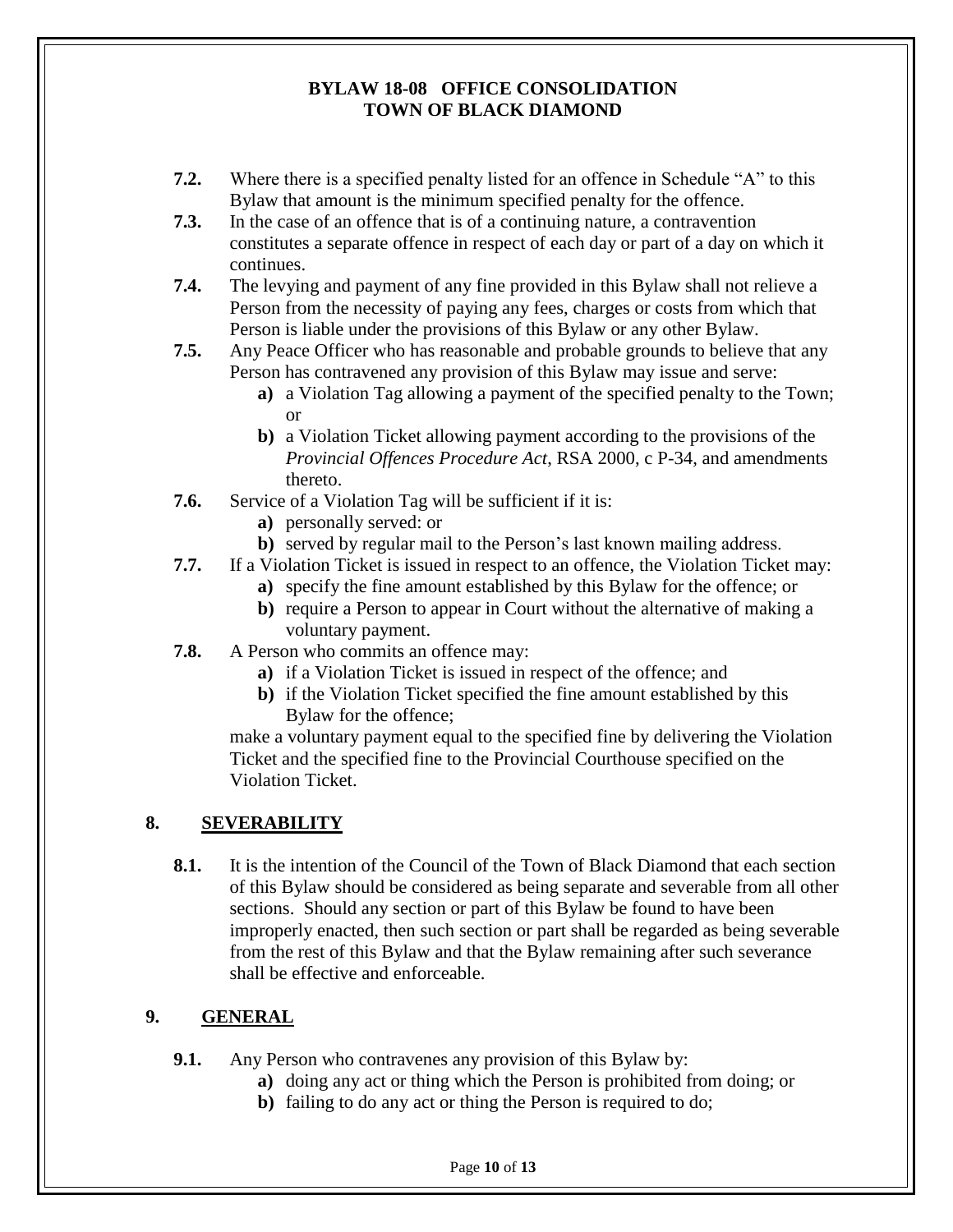**7.2.** Where there is a specified penalty listed for an offence in Schedule "A" to this Bylaw that amount is the minimum specified penalty for the offence.

**7.3.** In the case of an offence that is of a continuing nature, a contravention constitutes a separate offence in respect of each day or part of a day on which it continues.

**7.4.** The levying and payment of any fine provided in this Bylaw shall not relieve a Person from the necessity of paying any fees, charges or costs from which that Person is liable under the provisions of this Bylaw or any other Bylaw.

**7.5.** Any Peace Officer who has reasonable and probable grounds to believe that any Person has contravened any provision of this Bylaw may issue and serve:

- **a)** a Violation Tag allowing a payment of the specified penalty to the Town; or
- **b)** a Violation Ticket allowing payment according to the provisions of the *Provincial Offences Procedure Act*, RSA 2000, c P-34, and amendments thereto.

**7.6.** Service of a Violation Tag will be sufficient if it is:

- **a)** personally served: or
- **b)** served by regular mail to the Person's last known mailing address.

**7.7.** If a Violation Ticket is issued in respect to an offence, the Violation Ticket may:

- **a)** specify the fine amount established by this Bylaw for the offence; or
- **b)** require a Person to appear in Court without the alternative of making a voluntary payment.

**7.8.** A Person who commits an offence may:

- **a)** if a Violation Ticket is issued in respect of the offence; and
- **b)** if the Violation Ticket specified the fine amount established by this Bylaw for the offence;

make a voluntary payment equal to the specified fine by delivering the Violation Ticket and the specified fine to the Provincial Courthouse specified on the Violation Ticket.

## 8. SEVERABILITY

**8.1.** It is the intention of the Council of the Town of Black Diamond that each section of this Bylaw should be considered as being separate and severable from all other sections. Should any section or part of this Bylaw be found to have been improperly enacted, then such section or part shall be regarded as being severable from the rest of this Bylaw and that the Bylaw remaining after such severance shall be effective and enforceable.

## 9. GENERAL

**9.1.** Any Person who contravenes any provision of this Bylaw by:

- **a)** doing any act or thing which the Person is prohibited from doing; or
- **b)** failing to do any act or thing the Person is required to do;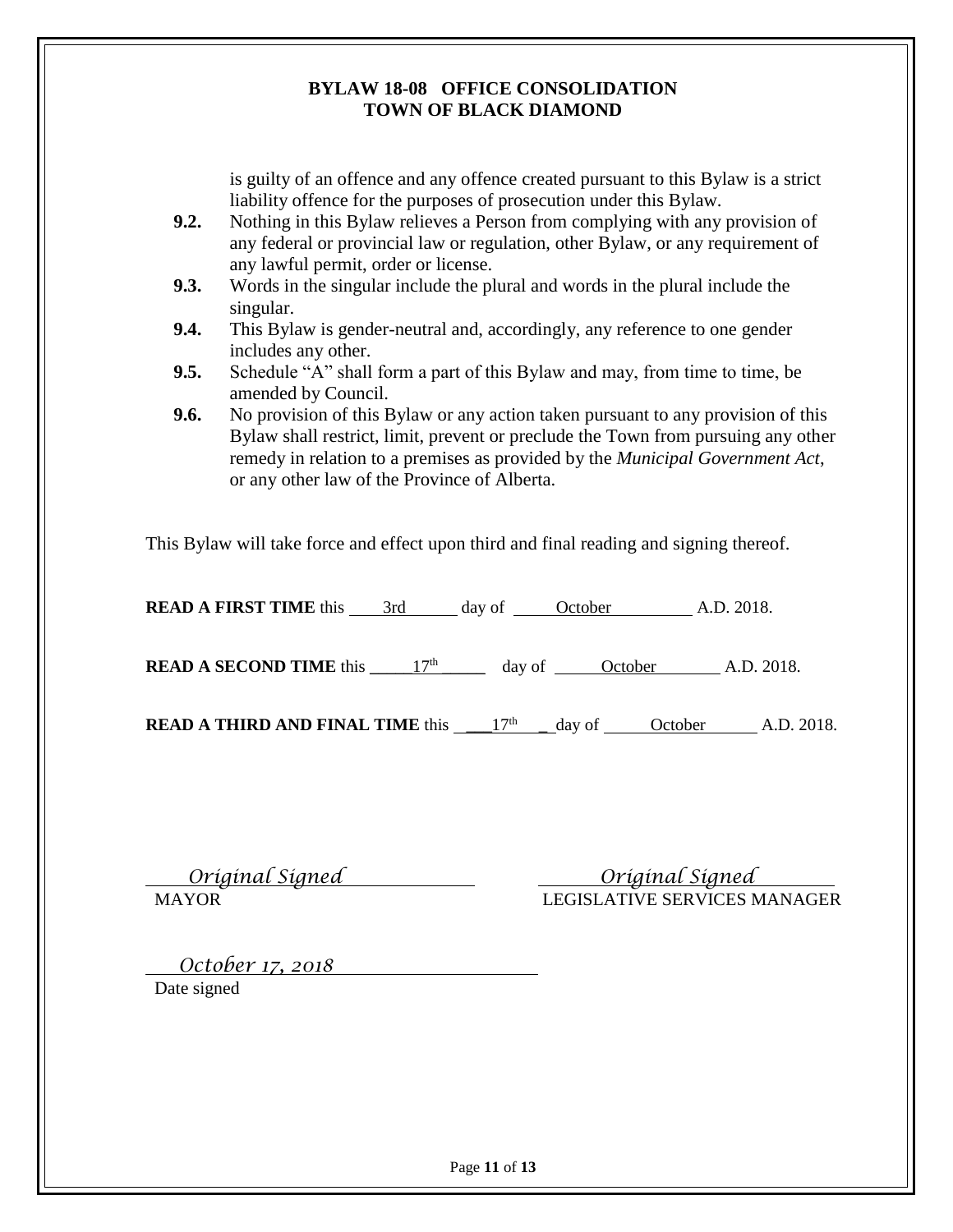is guilty of an offence and any offence created pursuant to this Bylaw is a strict liability offence for the purposes of prosecution under this Bylaw.

**9.2.** Nothing in this Bylaw relieves a Person from complying with any provision of any federal or provincial law or regulation, other Bylaw, or any requirement of any lawful permit, order or license.

**9.3.** Words in the singular include the plural and words in the plural include the singular.

**9.4.** This Bylaw is gender-neutral and, accordingly, any reference to one gender includes any other.

**9.5.** Schedule "A" shall form a part of this Bylaw and may, from time to time, be amended by Council.

**9.6.** No provision of this Bylaw or any action taken pursuant to any provision of this Bylaw shall restrict, limit, prevent or preclude the Town from pursuing any other remedy in relation to a premises as provided by the *Municipal Government Act*, or any other law of the Province of Alberta.

This Bylaw will take force and effect upon third and final reading and signing thereof.

**READ A FIRST TIME** this 3rd day of October A.D. 2018.

**READ A SECOND TIME** this 17th day of October A.D. 2018.

**READ A THIRD AND FINAL TIME** this 17th day of October A.D. 2018.

*Original Signed*
MAYOR

*Original Signed*
LEGISLATIVE SERVICES MANAGER

*October 17, 2018*
Date signed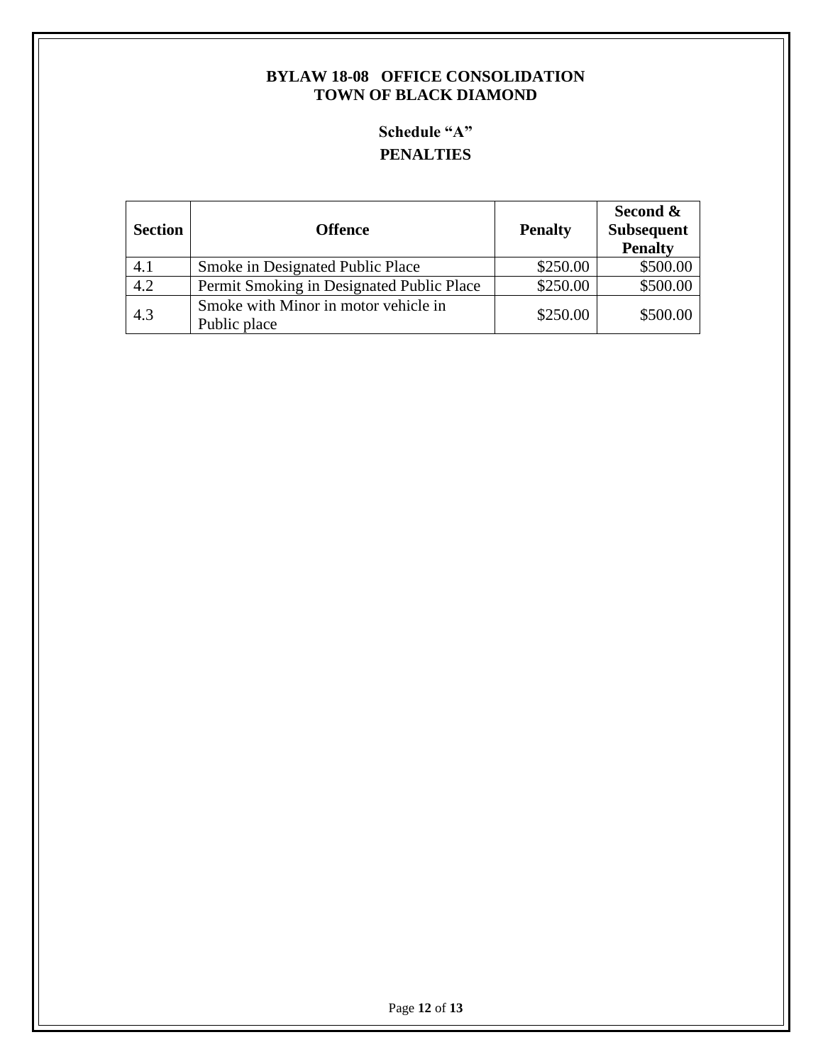**BYLAW 18-08 OFFICE CONSOLIDATION**
**TOWN OF BLACK DIAMOND**

## Schedule "A"
## PENALTIES

| Section | Offence | Penalty | Second & Subsequent Penalty |
|---|---|---|---|
| 4.1 | Smoke in Designated Public Place | $250.00 | $500.00 |
| 4.2 | Permit Smoking in Designated Public Place | $250.00 | $500.00 |
| 4.3 | Smoke with Minor in motor vehicle in Public place | $250.00 | $500.00 |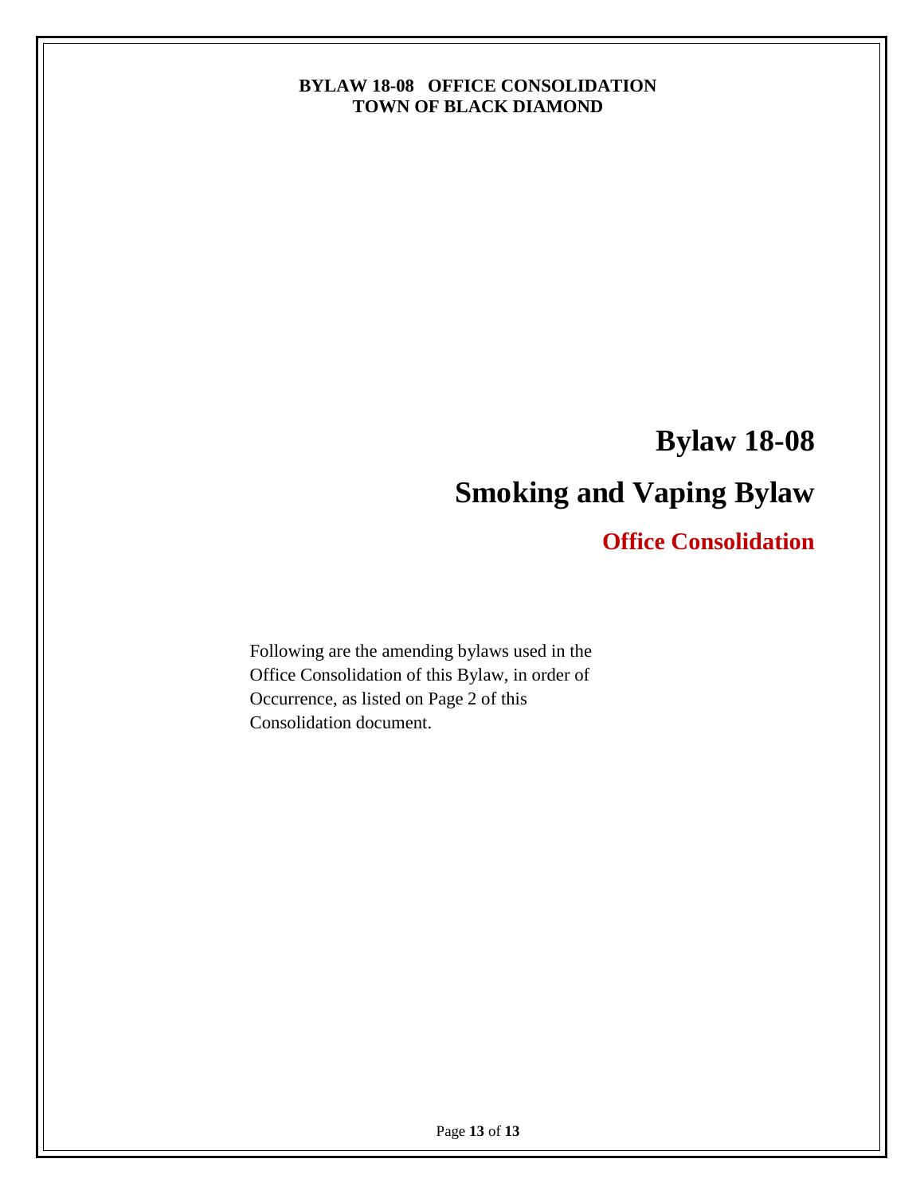# Bylaw 18-08

# Smoking and Vaping Bylaw

## Office Consolidation

Following are the amending bylaws used in the Office Consolidation of this Bylaw, in order of Occurrence, as listed on Page 2 of this Consolidation document.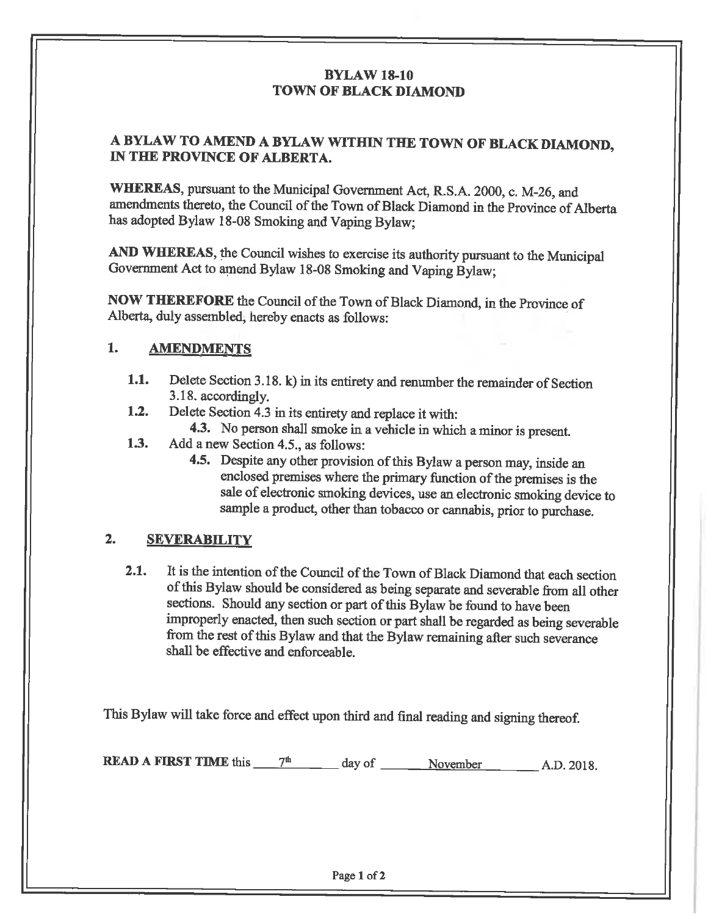# BYLAW 18-10
# TOWN OF BLACK DIAMOND

## A BYLAW TO AMEND A BYLAW WITHIN THE TOWN OF BLACK DIAMOND, IN THE PROVINCE OF ALBERTA.

**WHEREAS**, pursuant to the Municipal Government Act, R.S.A. 2000, c. M-26, and amendments thereto, the Council of the Town of Black Diamond in the Province of Alberta has adopted Bylaw 18-08 Smoking and Vaping Bylaw;

**AND WHEREAS**, the Council wishes to exercise its authority pursuant to the Municipal Government Act to amend Bylaw 18-08 Smoking and Vaping Bylaw;

**NOW THEREFORE** the Council of the Town of Black Diamond, in the Province of Alberta, duly assembled, hereby enacts as follows:

## 1. AMENDMENTS

**1.1.** Delete Section 3.18. k) in its entirety and renumber the remainder of Section 3.18. accordingly.

**1.2.** Delete Section 4.3 in its entirety and replace it with:

> **4.3.** No person shall smoke in a vehicle in which a minor is present.

**1.3.** Add a new Section 4.5., as follows:

> **4.5.** Despite any other provision of this Bylaw a person may, inside an enclosed premises where the primary function of the premises is the sale of electronic smoking devices, use an electronic smoking device to sample a product, other than tobacco or cannabis, prior to purchase.

## 2. SEVERABILITY

**2.1.** It is the intention of the Council of the Town of Black Diamond that each section of this Bylaw should be considered as being separate and severable from all other sections. Should any section or part of this Bylaw be found to have been improperly enacted, then such section or part shall be regarded as being severable from the rest of this Bylaw and that the Bylaw remaining after such severance shall be effective and enforceable.

This Bylaw will take force and effect upon third and final reading and signing thereof.

**READ A FIRST TIME** this 7th day of November A.D. 2018.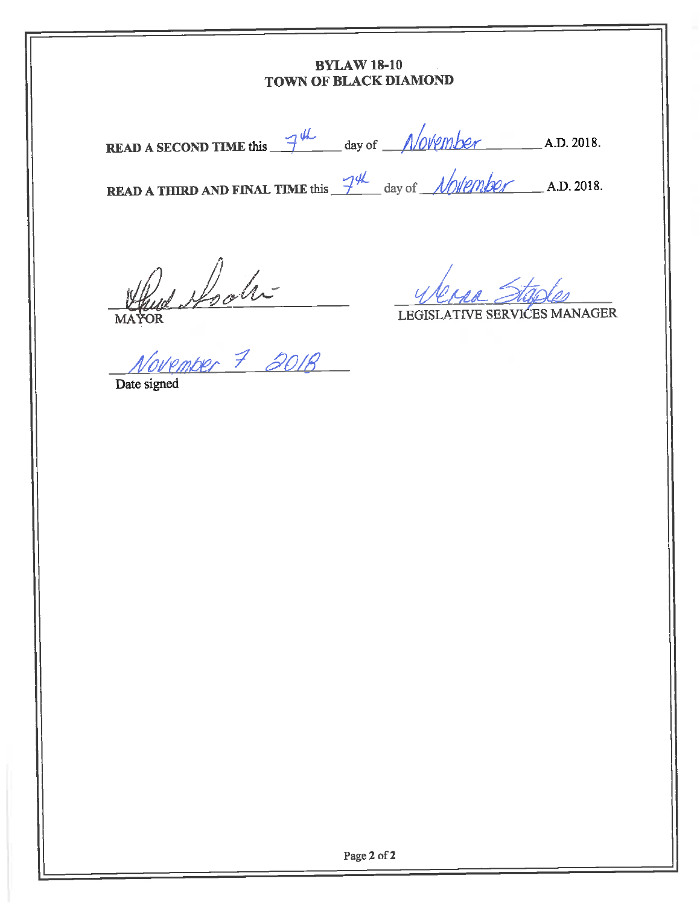**BYLAW 18-10**
**TOWN OF BLACK DIAMOND**

**READ A SECOND TIME** this 7th day of November A.D. 2018.

**READ A THIRD AND FINAL TIME** this 7th day of November A.D. 2018.

MAYOR

LEGISLATIVE SERVICES MANAGER

November 7 2018
Date signed